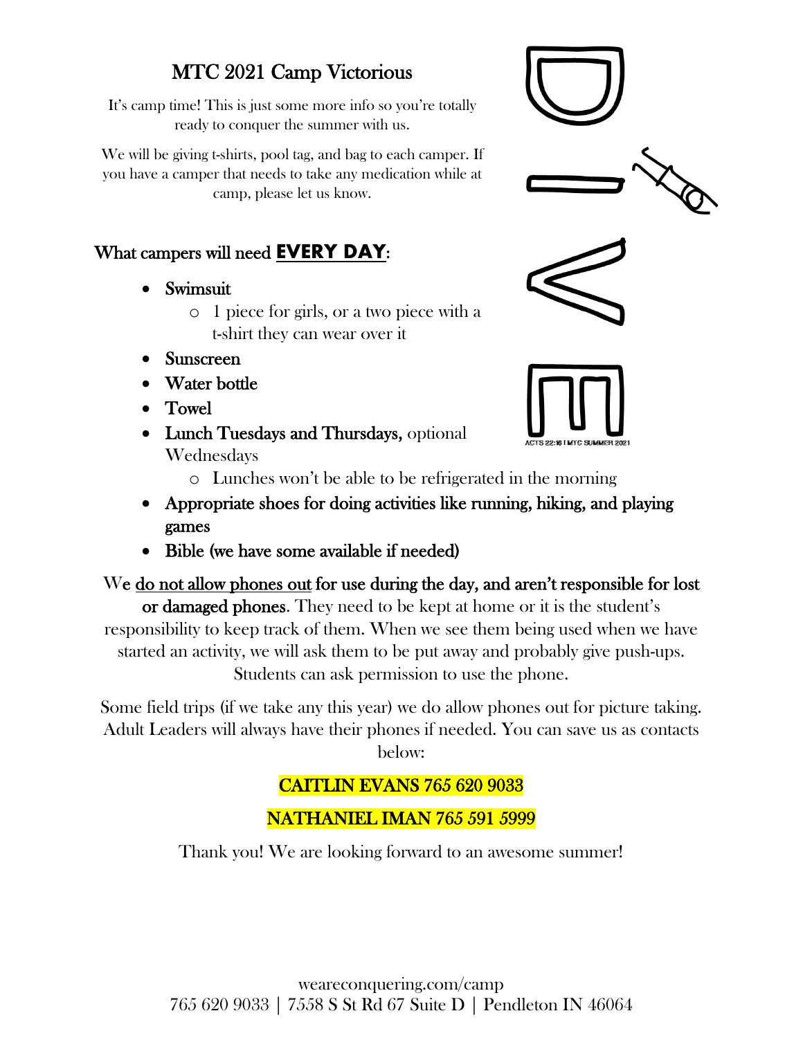# MTC 2021 Camp Victorious

It's camp time! This is just some more info so you're totally ready to conquer the summer with us.

We will be giving t-shirts, pool tag, and bag to each camper. If you have a camper that needs to take any medication while at camp, please let us know.

ACTS 22:16 I MTC SUMMER 2021

## What campers will need **EVERY DAY**:

- **Swimsuit**
  - 1 piece for girls, or a two piece with a t-shirt they can wear over it
- **Sunscreen**
- **Water bottle**
- **Towel**
- **Lunch Tuesdays and Thursdays,** optional Wednesdays
  - Lunches won't be able to be refrigerated in the morning
- **Appropriate shoes for doing activities like running, hiking, and playing games**
- **Bible (we have some available if needed)**

We do not allow phones out **for use during the day, and aren't responsible for lost or damaged phones**. They need to be kept at home or it is the student's responsibility to keep track of them. When we see them being used when we have started an activity, we will ask them to be put away and probably give push-ups. Students can ask permission to use the phone.

Some field trips (if we take any this year) we do allow phones out for picture taking. Adult Leaders will always have their phones if needed. You can save us as contacts below:

**CAITLIN EVANS 765 620 9033**

**NATHANIEL IMAN 765 591 5999**

Thank you! We are looking forward to an awesome summer!

weareconquering.com/camp
765 620 9033 | 7558 S St Rd 67 Suite D | Pendleton IN 46064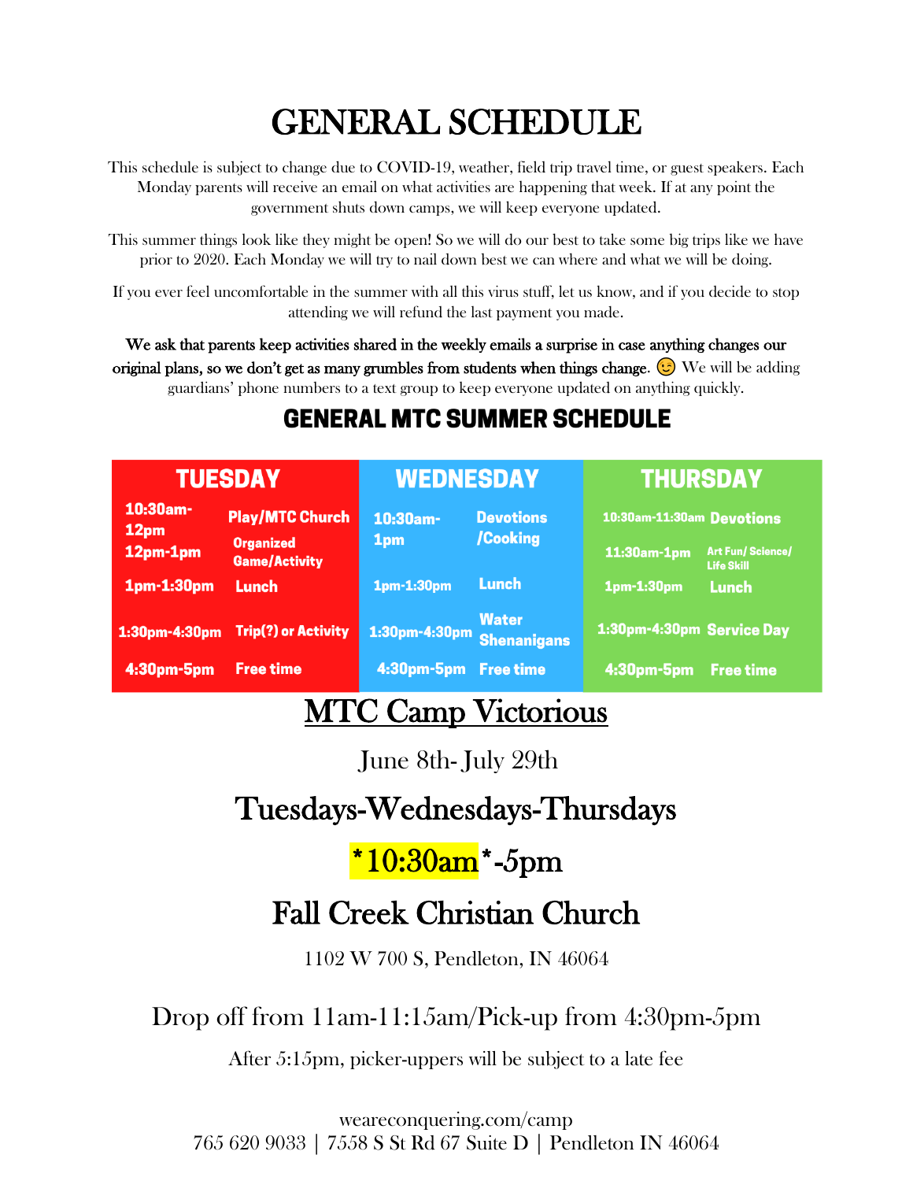# GENERAL SCHEDULE

This schedule is subject to change due to COVID-19, weather, field trip travel time, or guest speakers. Each Monday parents will receive an email on what activities are happening that week. If at any point the government shuts down camps, we will keep everyone updated.

This summer things look like they might be open! So we will do our best to take some big trips like we have prior to 2020. Each Monday we will try to nail down best we can where and what we will be doing.

If you ever feel uncomfortable in the summer with all this virus stuff, let us know, and if you decide to stop attending we will refund the last payment you made.

We ask that parents keep activities shared in the weekly emails a surprise in case anything changes our original plans, so we don't get as many grumbles from students when things change. 😉 We will be adding guardians' phone numbers to a text group to keep everyone updated on anything quickly.

## GENERAL MTC SUMMER SCHEDULE

| TUESDAY | | WEDNESDAY | | THURSDAY | |
|---|---|---|---|---|---|
| 10:30am-12pm | Play/MTC Church | 10:30am-1pm | Devotions /Cooking | 10:30am-11:30am | Devotions |
| 12pm-1pm | Organized Game/Activity | | | 11:30am-1pm | Art Fun/ Science/ Life Skill |
| 1pm-1:30pm | Lunch | 1pm-1:30pm | Lunch | 1pm-1:30pm | Lunch |
| 1:30pm-4:30pm | Trip(?) or Activity | 1:30pm-4:30pm | Water Shenanigans | 1:30pm-4:30pm | Service Day |
| 4:30pm-5pm | Free time | 4:30pm-5pm | Free time | 4:30pm-5pm | Free time |

## MTC Camp Victorious

June 8th- July 29th

## Tuesdays-Wednesdays-Thursdays

## *10:30am*-5pm

## Fall Creek Christian Church

1102 W 700 S, Pendleton, IN 46064

### Drop off from 11am-11:15am/Pick-up from 4:30pm-5pm

After 5:15pm, picker-uppers will be subject to a late fee

weareconquering.com/camp
765 620 9033 | 7558 S St Rd 67 Suite D | Pendleton IN 46064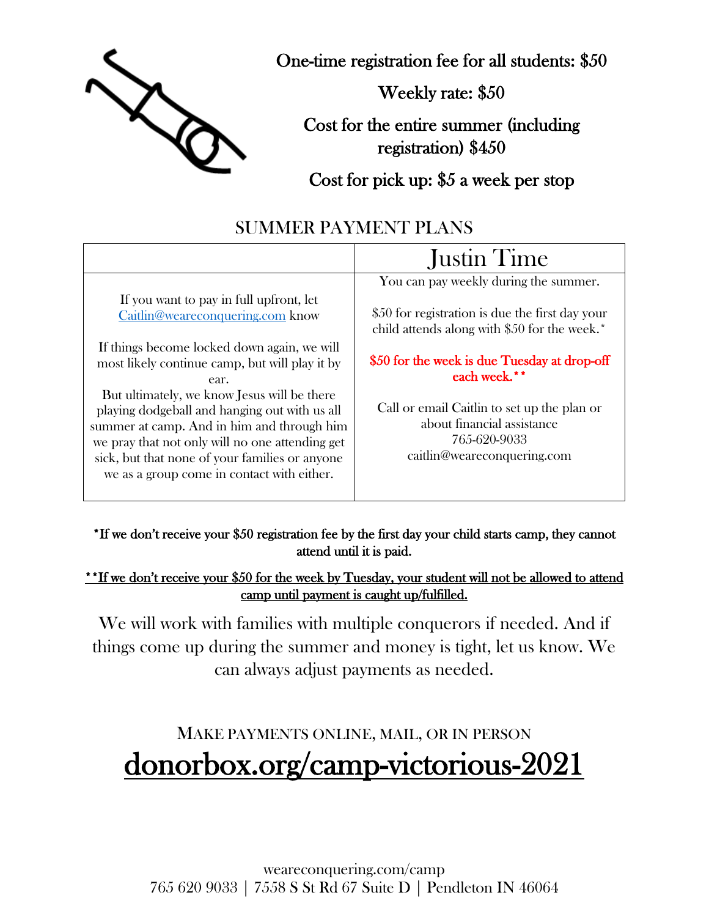One-time registration fee for all students: $50

Weekly rate: $50

Cost for the entire summer (including registration) $450

Cost for pick up: $5 a week per stop

## SUMMER PAYMENT PLANS

| | Justin Time |
|---|---|
| If you want to pay in full upfront, let [Caitlin@weareconquering.com](mailto:Caitlin@weareconquering.com) know<br><br>If things become locked down again, we will most likely continue camp, but will play it by ear.<br>But ultimately, we know Jesus will be there playing dodgeball and hanging out with us all summer at camp. And in him and through him we pray that not only will no one attending get sick, but that none of your families or anyone we as a group come in contact with either. | You can pay weekly during the summer.<br><br>$50 for registration is due the first day your child attends along with $50 for the week.*<br><br>$50 for the week is due Tuesday at drop-off each week.**<br><br>Call or email Caitlin to set up the plan or about financial assistance<br>765-620-9033<br>caitlin@weareconquering.com |

**\*If we don't receive your $50 registration fee by the first day your child starts camp, they cannot attend until it is paid.**

**\*\*If we don't receive your $50 for the week by Tuesday, your student will not be allowed to attend camp until payment is caught up/fulfilled.**

We will work with families with multiple conquerors if needed. And if things come up during the summer and money is tight, let us know. We can always adjust payments as needed.

MAKE PAYMENTS ONLINE, MAIL, OR IN PERSON

## donorbox.org/camp-victorious-2021

weareconquering.com/camp
765 620 9033 | 7558 S St Rd 67 Suite D | Pendleton IN 46064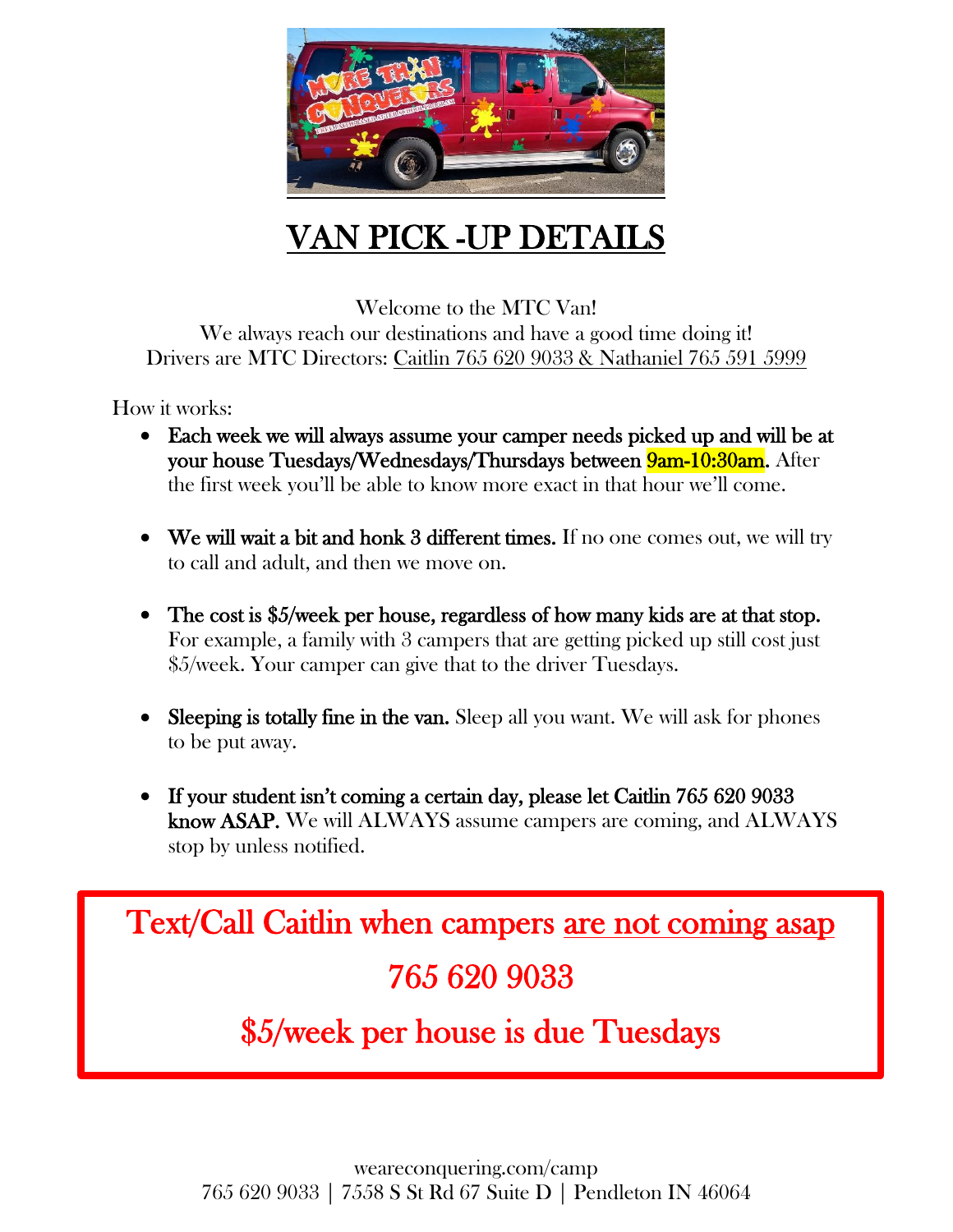# VAN PICK -UP DETAILS

Welcome to the MTC Van!
We always reach our destinations and have a good time doing it!
Drivers are MTC Directors: Caitlin 765 620 9033 & Nathaniel 765 591 5999

How it works:

- **Each week we will always assume your camper needs picked up and will be at your house Tuesdays/Wednesdays/Thursdays between 9am-10:30am.** After the first week you'll be able to know more exact in that hour we'll come.

- **We will wait a bit and honk 3 different times.** If no one comes out, we will try to call and adult, and then we move on.

- **The cost is $5/week per house, regardless of how many kids are at that stop.** For example, a family with 3 campers that are getting picked up still cost just $5/week. Your camper can give that to the driver Tuesdays.

- **Sleeping is totally fine in the van.** Sleep all you want. We will ask for phones to be put away.

- **If your student isn't coming a certain day, please let Caitlin 765 620 9033 know ASAP.** We will ALWAYS assume campers are coming, and ALWAYS stop by unless notified.

**Text/Call Caitlin when campers are not coming asap**

**765 620 9033**

**$5/week per house is due Tuesdays**

weareconquering.com/camp
765 620 9033 | 7558 S St Rd 67 Suite D | Pendleton IN 46064